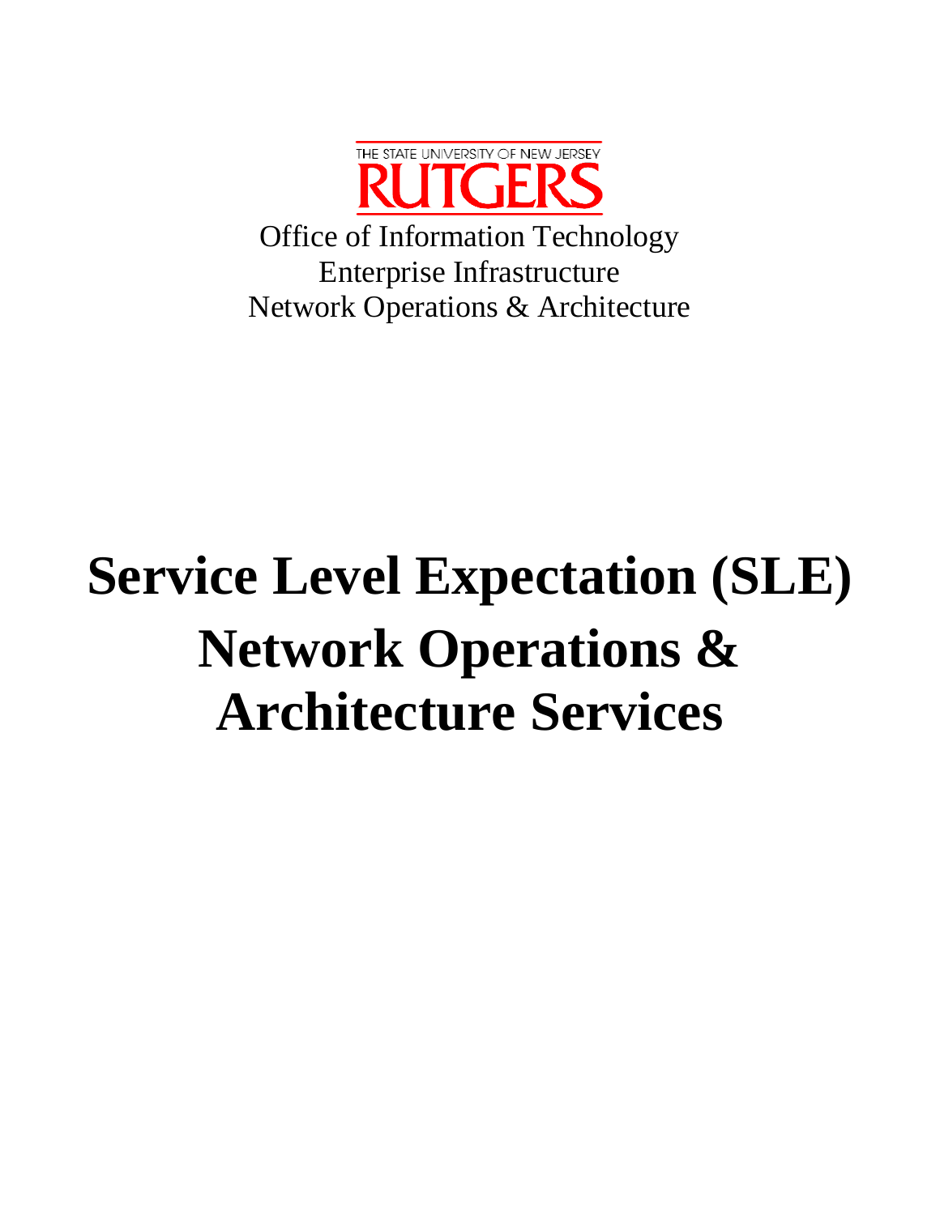THE STATE UNIVERSITY OF NEW JERSEY

RUTGERS

Office of Information Technology
Enterprise Infrastructure
Network Operations & Architecture

# Service Level Expectation (SLE) Network Operations & Architecture Services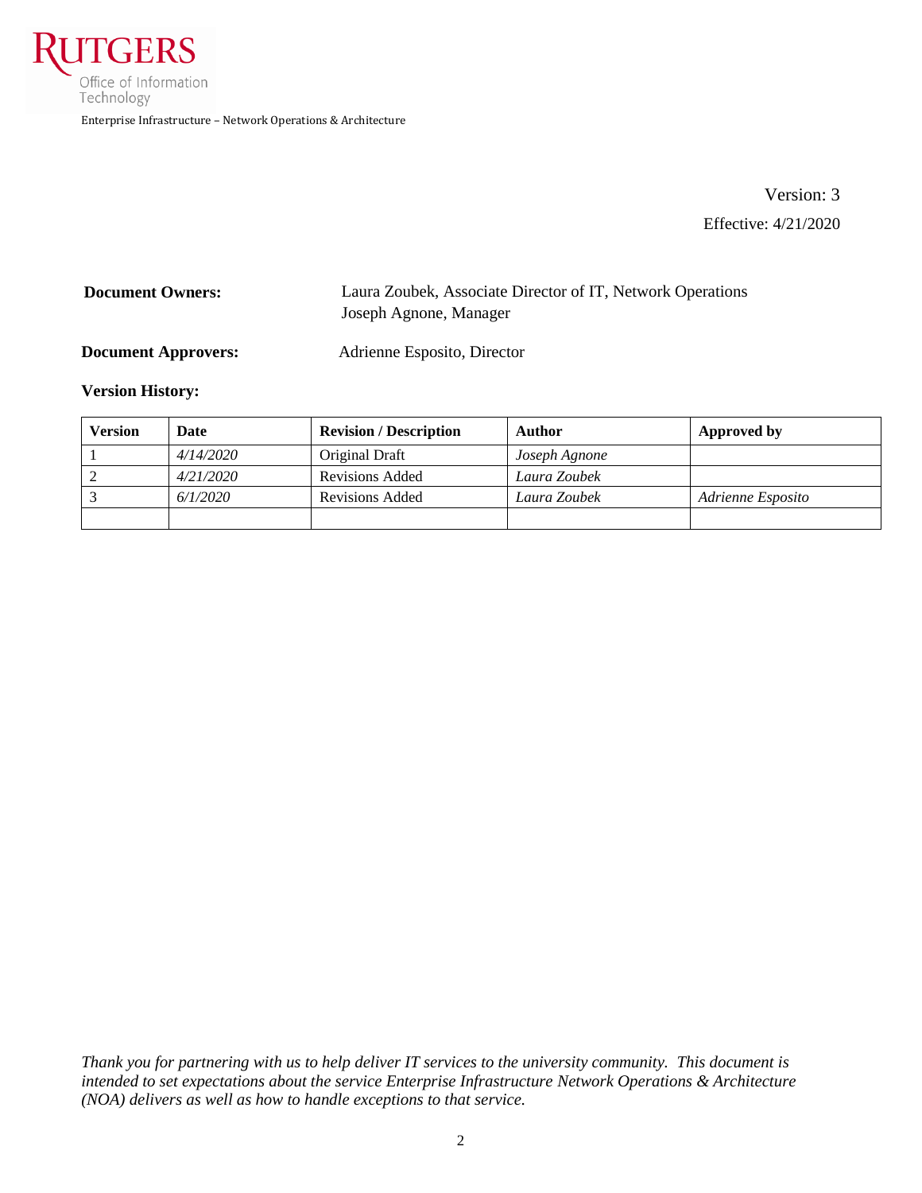Rutgers Office of Information Technology

Enterprise Infrastructure – Network Operations & Architecture

Version: 3

Effective: 4/21/2020

**Document Owners:** Laura Zoubek, Associate Director of IT, Network Operations
Joseph Agnone, Manager

**Document Approvers:** Adrienne Esposito, Director

**Version History:**

| **Version** | **Date** | **Revision / Description** | **Author** | **Approved by** |
|---|---|---|---|---|
| 1 | *4/14/2020* | Original Draft | *Joseph Agnone* | |
| 2 | *4/21/2020* | Revisions Added | *Laura Zoubek* | |
| 3 | *6/1/2020* | Revisions Added | *Laura Zoubek* | *Adrienne Esposito* |
| | | | | |

*Thank you for partnering with us to help deliver IT services to the university community. This document is intended to set expectations about the service Enterprise Infrastructure Network Operations & Architecture (NOA) delivers as well as how to handle exceptions to that service.*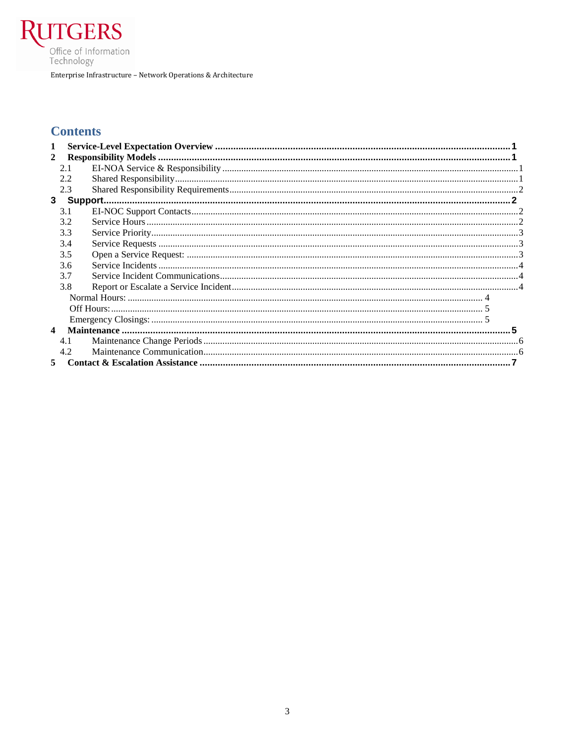# Contents

1 **Service-Level Expectation Overview** .......... **1**
2 **Responsibility Models** .......... **1**
  2.1 EI-NOA Service & Responsibility .......... 1
  2.2 Shared Responsibility .......... 1
  2.3 Shared Responsibility Requirements .......... 2
3 **Support** .......... **2**
  3.1 EI-NOC Support Contacts .......... 2
  3.2 Service Hours .......... 2
  3.3 Service Priority .......... 3
  3.4 Service Requests .......... 3
  3.5 Open a Service Request: .......... 3
  3.6 Service Incidents .......... 4
  3.7 Service Incident Communications .......... 4
  3.8 Report or Escalate a Service Incident .......... 4
    Normal Hours: .......... 4
    Off Hours: .......... 5
    Emergency Closings: .......... 5
4 **Maintenance** .......... **5**
  4.1 Maintenance Change Periods .......... 6
  4.2 Maintenance Communication .......... 6
5 **Contact & Escalation Assistance** .......... **7**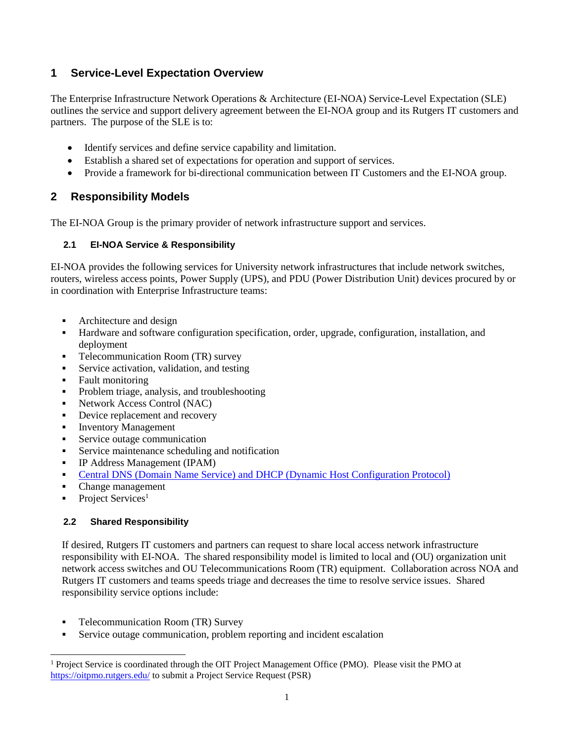# 1 Service-Level Expectation Overview

The Enterprise Infrastructure Network Operations & Architecture (EI-NOA) Service-Level Expectation (SLE) outlines the service and support delivery agreement between the EI-NOA group and its Rutgers IT customers and partners. The purpose of the SLE is to:

- Identify services and define service capability and limitation.
- Establish a shared set of expectations for operation and support of services.
- Provide a framework for bi-directional communication between IT Customers and the EI-NOA group.

# 2 Responsibility Models

The EI-NOA Group is the primary provider of network infrastructure support and services.

## 2.1 EI-NOA Service & Responsibility

EI-NOA provides the following services for University network infrastructures that include network switches, routers, wireless access points, Power Supply (UPS), and PDU (Power Distribution Unit) devices procured by or in coordination with Enterprise Infrastructure teams:

- Architecture and design
- Hardware and software configuration specification, order, upgrade, configuration, installation, and deployment
- Telecommunication Room (TR) survey
- Service activation, validation, and testing
- Fault monitoring
- Problem triage, analysis, and troubleshooting
- Network Access Control (NAC)
- Device replacement and recovery
- Inventory Management
- Service outage communication
- Service maintenance scheduling and notification
- IP Address Management (IPAM)
- Central DNS (Domain Name Service) and DHCP (Dynamic Host Configuration Protocol)
- Change management
- Project Services[1]

## 2.2 Shared Responsibility

If desired, Rutgers IT customers and partners can request to share local access network infrastructure responsibility with EI-NOA. The shared responsibility model is limited to local and (OU) organization unit network access switches and OU Telecommunications Room (TR) equipment. Collaboration across NOA and Rutgers IT customers and teams speeds triage and decreases the time to resolve service issues. Shared responsibility service options include:

- Telecommunication Room (TR) Survey
- Service outage communication, problem reporting and incident escalation

[1] Project Service is coordinated through the OIT Project Management Office (PMO). Please visit the PMO at https://oitpmo.rutgers.edu/ to submit a Project Service Request (PSR)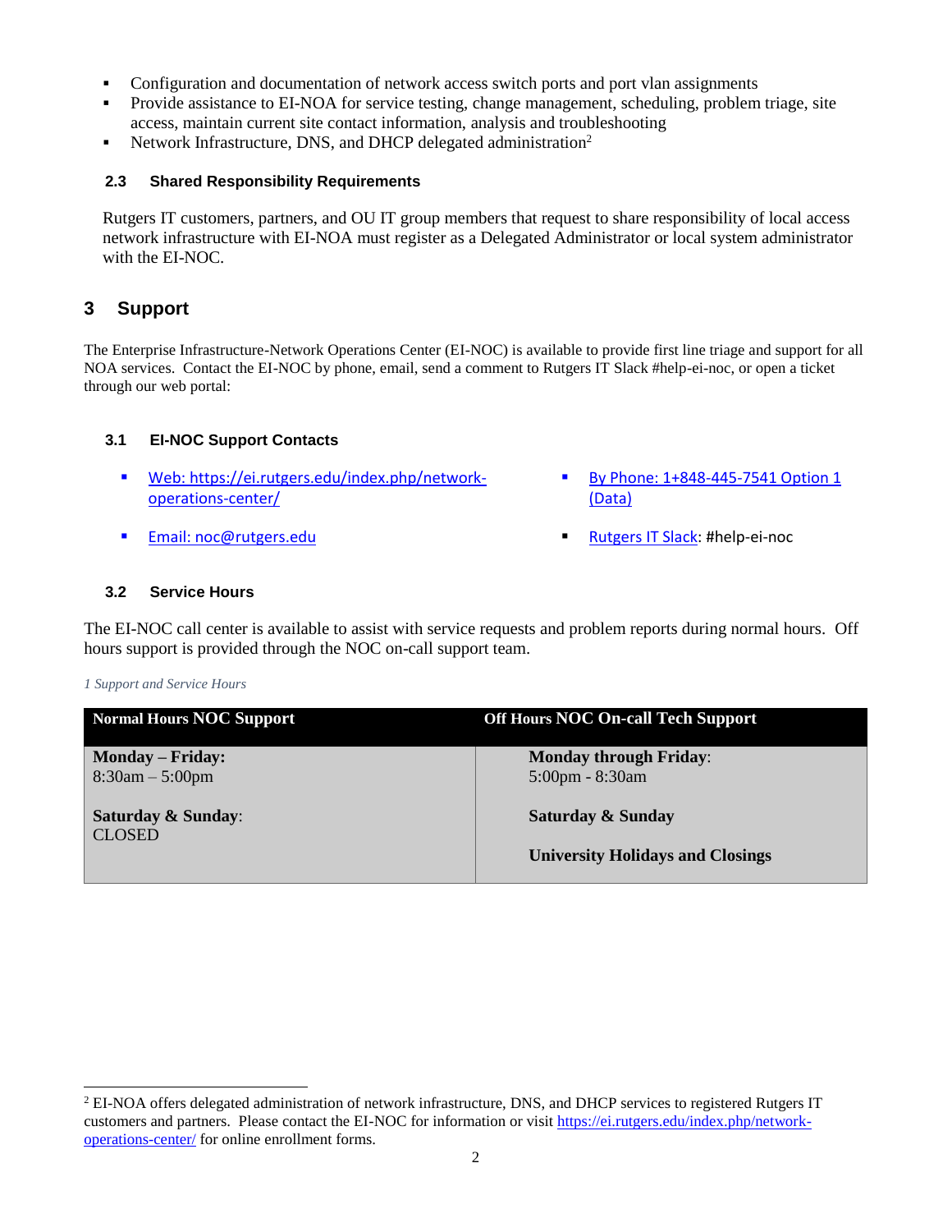- Configuration and documentation of network access switch ports and port vlan assignments
- Provide assistance to EI-NOA for service testing, change management, scheduling, problem triage, site access, maintain current site contact information, analysis and troubleshooting
- Network Infrastructure, DNS, and DHCP delegated administration[2]

### 2.3 Shared Responsibility Requirements

Rutgers IT customers, partners, and OU IT group members that request to share responsibility of local access network infrastructure with EI-NOA must register as a Delegated Administrator or local system administrator with the EI-NOC.

## 3 Support

The Enterprise Infrastructure-Network Operations Center (EI-NOC) is available to provide first line triage and support for all NOA services. Contact the EI-NOC by phone, email, send a comment to Rutgers IT Slack #help-ei-noc, or open a ticket through our web portal:

### 3.1 EI-NOC Support Contacts

- Web: https://ei.rutgers.edu/index.php/network-operations-center/
- Email: noc@rutgers.edu
- By Phone: 1+848-445-7541 Option 1 (Data)
- Rutgers IT Slack: #help-ei-noc

### 3.2 Service Hours

The EI-NOC call center is available to assist with service requests and problem reports during normal hours. Off hours support is provided through the NOC on-call support team.

*1 Support and Service Hours*

| Normal Hours NOC Support | Off Hours NOC On-call Tech Support |
|---|---|
| **Monday – Friday:** 8:30am – 5:00pm<br><br>**Saturday & Sunday**: CLOSED | **Monday through Friday**: 5:00pm - 8:30am<br><br>**Saturday & Sunday**<br><br>**University Holidays and Closings** |

[2] EI-NOA offers delegated administration of network infrastructure, DNS, and DHCP services to registered Rutgers IT customers and partners. Please contact the EI-NOC for information or visit https://ei.rutgers.edu/index.php/network-operations-center/ for online enrollment forms.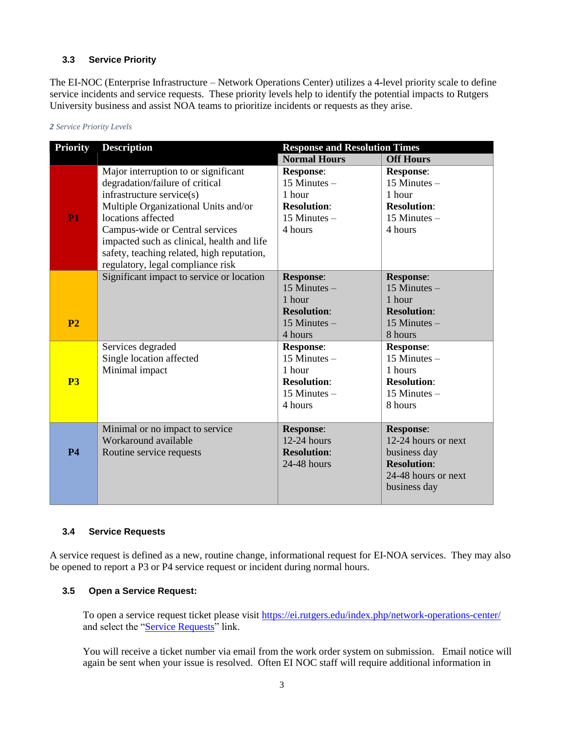### 3.3 Service Priority

The EI-NOC (Enterprise Infrastructure – Network Operations Center) utilizes a 4-level priority scale to define service incidents and service requests. These priority levels help to identify the potential impacts to Rutgers University business and assist NOA teams to prioritize incidents or requests as they arise.

*2 Service Priority Levels*

| Priority | Description | Response and Resolution Times | |
|---|---|---|---|
| | | **Normal Hours** | **Off Hours** |
| **P1** | Major interruption to or significant degradation/failure of critical infrastructure service(s)<br>Multiple Organizational Units and/or locations affected<br>Campus-wide or Central services impacted such as clinical, health and life safety, teaching related, high reputation, regulatory, legal compliance risk | **Response**:<br>15 Minutes – 1 hour<br>**Resolution**:<br>15 Minutes – 4 hours | **Response**:<br>15 Minutes – 1 hour<br>**Resolution**:<br>15 Minutes – 4 hours |
| **P2** | Significant impact to service or location | **Response**:<br>15 Minutes – 1 hour<br>**Resolution**:<br>15 Minutes – 4 hours | **Response**:<br>15 Minutes – 1 hour<br>**Resolution**:<br>15 Minutes – 8 hours |
| **P3** | Services degraded<br>Single location affected<br>Minimal impact | **Response**:<br>15 Minutes – 1 hour<br>**Resolution**:<br>15 Minutes – 4 hours | **Response**:<br>15 Minutes – 1 hours<br>**Resolution**:<br>15 Minutes – 8 hours |
| **P4** | Minimal or no impact to service<br>Workaround available<br>Routine service requests | **Response**:<br>12-24 hours<br>**Resolution**:<br>24-48 hours | **Response**:<br>12-24 hours or next business day<br>**Resolution**:<br>24-48 hours or next business day |

### 3.4 Service Requests

A service request is defined as a new, routine change, informational request for EI-NOA services. They may also be opened to report a P3 or P4 service request or incident during normal hours.

### 3.5 Open a Service Request:

To open a service request ticket please visit https://ei.rutgers.edu/index.php/network-operations-center/ and select the "Service Requests" link.

You will receive a ticket number via email from the work order system on submission. Email notice will again be sent when your issue is resolved. Often EI NOC staff will require additional information in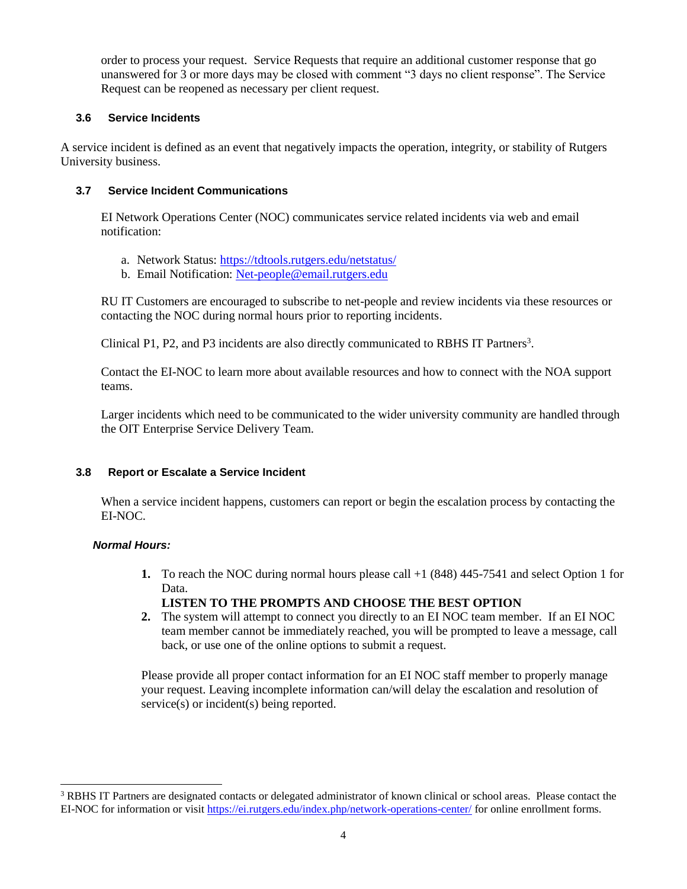order to process your request. Service Requests that require an additional customer response that go unanswered for 3 or more days may be closed with comment "3 days no client response". The Service Request can be reopened as necessary per client request.

### 3.6 Service Incidents

A service incident is defined as an event that negatively impacts the operation, integrity, or stability of Rutgers University business.

### 3.7 Service Incident Communications

EI Network Operations Center (NOC) communicates service related incidents via web and email notification:

a. Network Status: https://tdtools.rutgers.edu/netstatus/
b. Email Notification: Net-people@email.rutgers.edu

RU IT Customers are encouraged to subscribe to net-people and review incidents via these resources or contacting the NOC during normal hours prior to reporting incidents.

Clinical P1, P2, and P3 incidents are also directly communicated to RBHS IT Partners[3].

Contact the EI-NOC to learn more about available resources and how to connect with the NOA support teams.

Larger incidents which need to be communicated to the wider university community are handled through the OIT Enterprise Service Delivery Team.

### 3.8 Report or Escalate a Service Incident

When a service incident happens, customers can report or begin the escalation process by contacting the EI-NOC.

***Normal Hours:***

1. To reach the NOC during normal hours please call +1 (848) 445-7541 and select Option 1 for Data.
   **LISTEN TO THE PROMPTS AND CHOOSE THE BEST OPTION**
2. The system will attempt to connect you directly to an EI NOC team member. If an EI NOC team member cannot be immediately reached, you will be prompted to leave a message, call back, or use one of the online options to submit a request.

Please provide all proper contact information for an EI NOC staff member to properly manage your request. Leaving incomplete information can/will delay the escalation and resolution of service(s) or incident(s) being reported.

---

[3] RBHS IT Partners are designated contacts or delegated administrator of known clinical or school areas. Please contact the EI-NOC for information or visit https://ei.rutgers.edu/index.php/network-operations-center/ for online enrollment forms.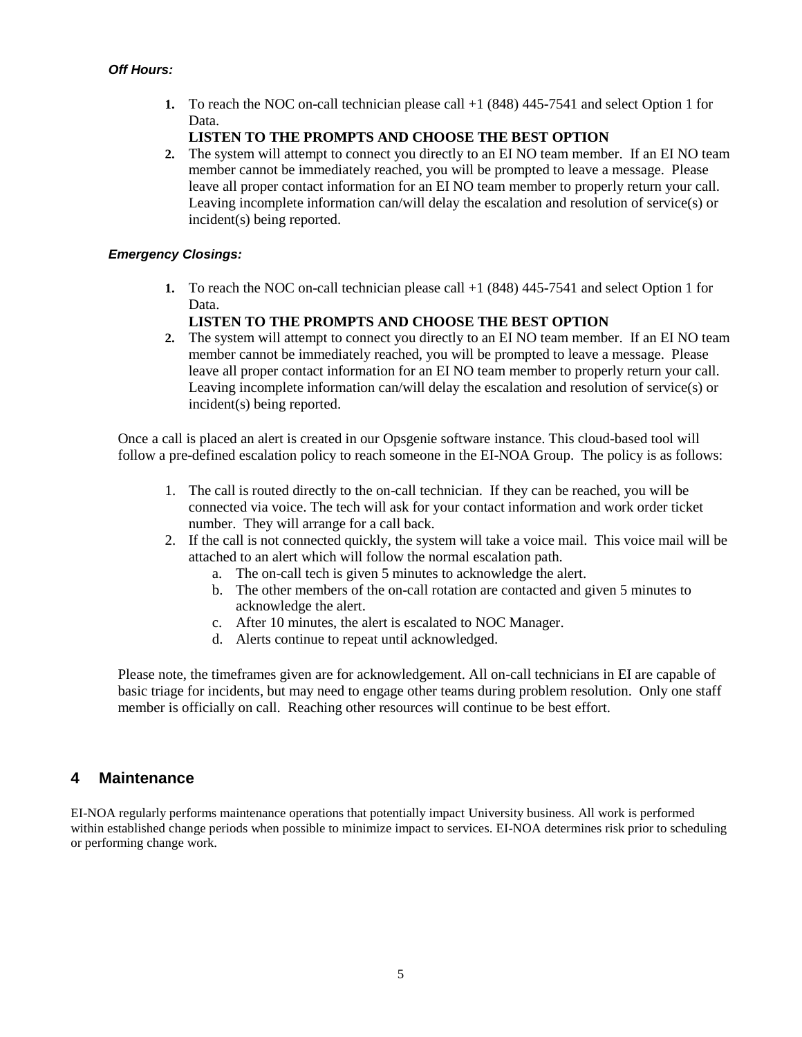*Off Hours:*

1. To reach the NOC on-call technician please call +1 (848) 445-7541 and select Option 1 for Data.
   **LISTEN TO THE PROMPTS AND CHOOSE THE BEST OPTION**
2. The system will attempt to connect you directly to an EI NO team member. If an EI NO team member cannot be immediately reached, you will be prompted to leave a message. Please leave all proper contact information for an EI NO team member to properly return your call. Leaving incomplete information can/will delay the escalation and resolution of service(s) or incident(s) being reported.

*Emergency Closings:*

1. To reach the NOC on-call technician please call +1 (848) 445-7541 and select Option 1 for Data.
   **LISTEN TO THE PROMPTS AND CHOOSE THE BEST OPTION**
2. The system will attempt to connect you directly to an EI NO team member. If an EI NO team member cannot be immediately reached, you will be prompted to leave a message. Please leave all proper contact information for an EI NO team member to properly return your call. Leaving incomplete information can/will delay the escalation and resolution of service(s) or incident(s) being reported.

Once a call is placed an alert is created in our Opsgenie software instance. This cloud-based tool will follow a pre-defined escalation policy to reach someone in the EI-NOA Group. The policy is as follows:

1. The call is routed directly to the on-call technician. If they can be reached, you will be connected via voice. The tech will ask for your contact information and work order ticket number. They will arrange for a call back.
2. If the call is not connected quickly, the system will take a voice mail. This voice mail will be attached to an alert which will follow the normal escalation path.
   a. The on-call tech is given 5 minutes to acknowledge the alert.
   b. The other members of the on-call rotation are contacted and given 5 minutes to acknowledge the alert.
   c. After 10 minutes, the alert is escalated to NOC Manager.
   d. Alerts continue to repeat until acknowledged.

Please note, the timeframes given are for acknowledgement. All on-call technicians in EI are capable of basic triage for incidents, but may need to engage other teams during problem resolution. Only one staff member is officially on call. Reaching other resources will continue to be best effort.

## 4 Maintenance

EI-NOA regularly performs maintenance operations that potentially impact University business. All work is performed within established change periods when possible to minimize impact to services. EI-NOA determines risk prior to scheduling or performing change work.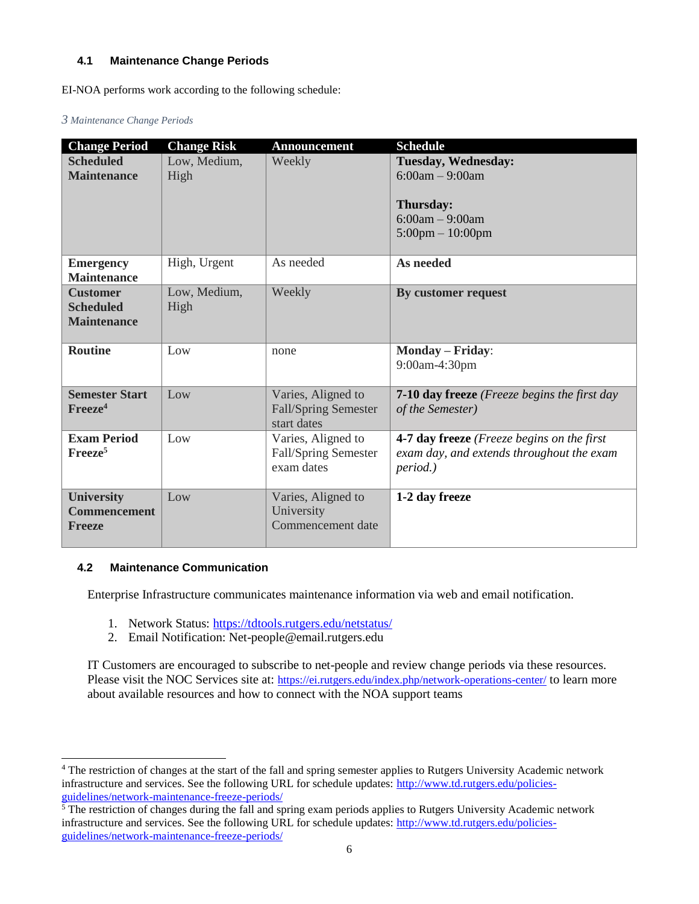### 4.1 Maintenance Change Periods

EI-NOA performs work according to the following schedule:

*3 Maintenance Change Periods*

| Change Period | Change Risk | Announcement | Schedule |
|---|---|---|---|
| **Scheduled Maintenance** | Low, Medium, High | Weekly | **Tuesday, Wednesday:** 6:00am – 9:00am<br><br>**Thursday:** 6:00am – 9:00am 5:00pm – 10:00pm |
| **Emergency Maintenance** | High, Urgent | As needed | **As needed** |
| **Customer Scheduled Maintenance** | Low, Medium, High | Weekly | **By customer request** |
| **Routine** | Low | none | **Monday – Friday**: 9:00am-4:30pm |
| **Semester Start Freeze**[4] | Low | Varies, Aligned to Fall/Spring Semester start dates | **7-10 day freeze** *(Freeze begins the first day of the Semester)* |
| **Exam Period Freeze**[5] | Low | Varies, Aligned to Fall/Spring Semester exam dates | **4-7 day freeze** *(Freeze begins on the first exam day, and extends throughout the exam period.)* |
| **University Commencement Freeze** | Low | Varies, Aligned to University Commencement date | **1-2 day freeze** |

### 4.2 Maintenance Communication

Enterprise Infrastructure communicates maintenance information via web and email notification.

1. Network Status: https://tdtools.rutgers.edu/netstatus/
2. Email Notification: Net-people@email.rutgers.edu

IT Customers are encouraged to subscribe to net-people and review change periods via these resources. Please visit the NOC Services site at: https://ei.rutgers.edu/index.php/network-operations-center/ to learn more about available resources and how to connect with the NOA support teams

---

[4] The restriction of changes at the start of the fall and spring semester applies to Rutgers University Academic network infrastructure and services. See the following URL for schedule updates: http://www.td.rutgers.edu/policies-guidelines/network-maintenance-freeze-periods/

[5] The restriction of changes during the fall and spring exam periods applies to Rutgers University Academic network infrastructure and services. See the following URL for schedule updates: http://www.td.rutgers.edu/policies-guidelines/network-maintenance-freeze-periods/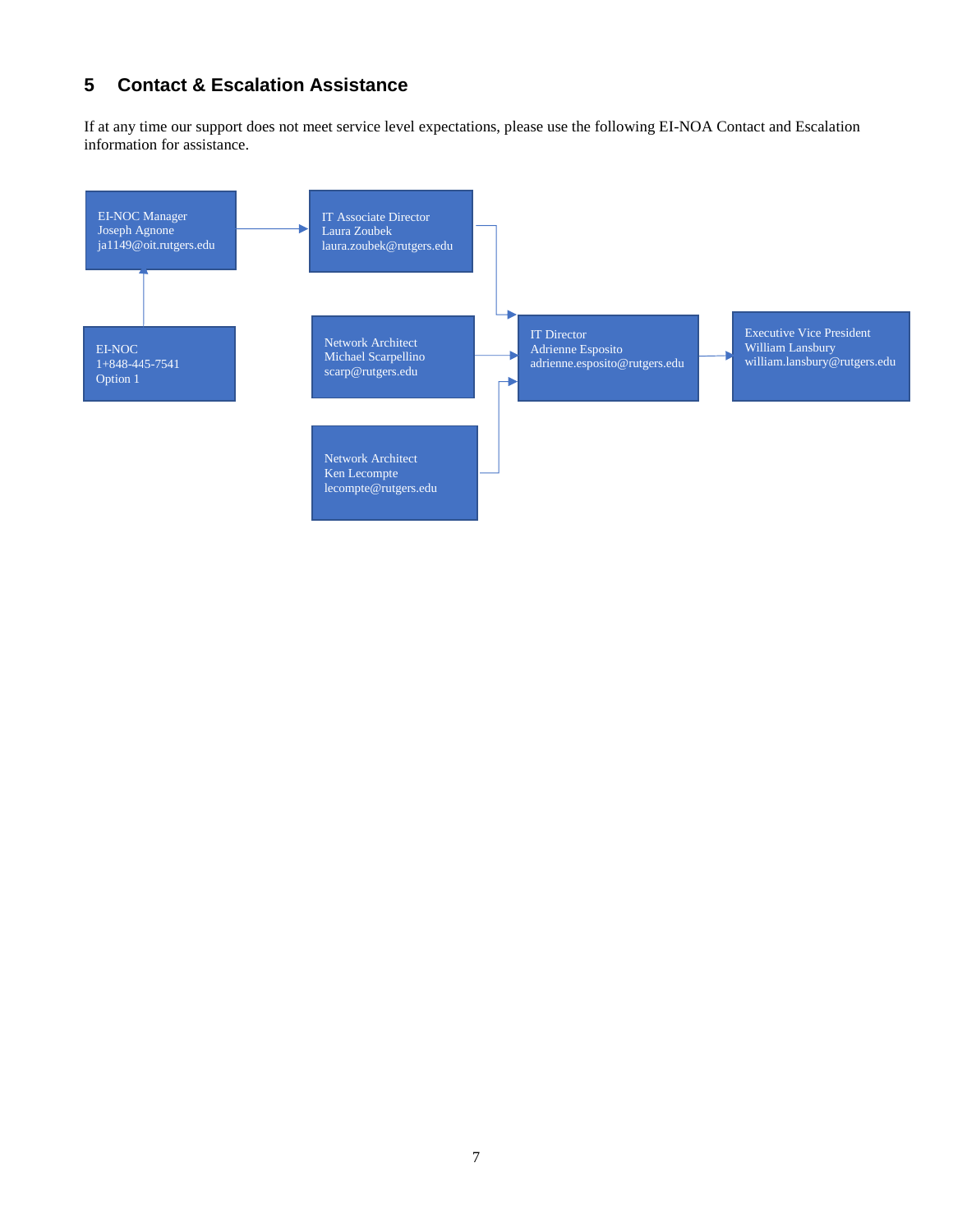## 5 Contact & Escalation Assistance

If at any time our support does not meet service level expectations, please use the following EI-NOA Contact and Escalation information for assistance.

EI-NOC Manager
Joseph Agnone
ja1149@oit.rutgers.edu

IT Associate Director
Laura Zoubek
laura.zoubek@rutgers.edu

EI-NOC
1+848-445-7541
Option 1

Network Architect
Michael Scarpellino
scarp@rutgers.edu

IT Director
Adrienne Esposito
adrienne.esposito@rutgers.edu

Executive Vice President
William Lansbury
william.lansbury@rutgers.edu

Network Architect
Ken Lecompte
lecompte@rutgers.edu